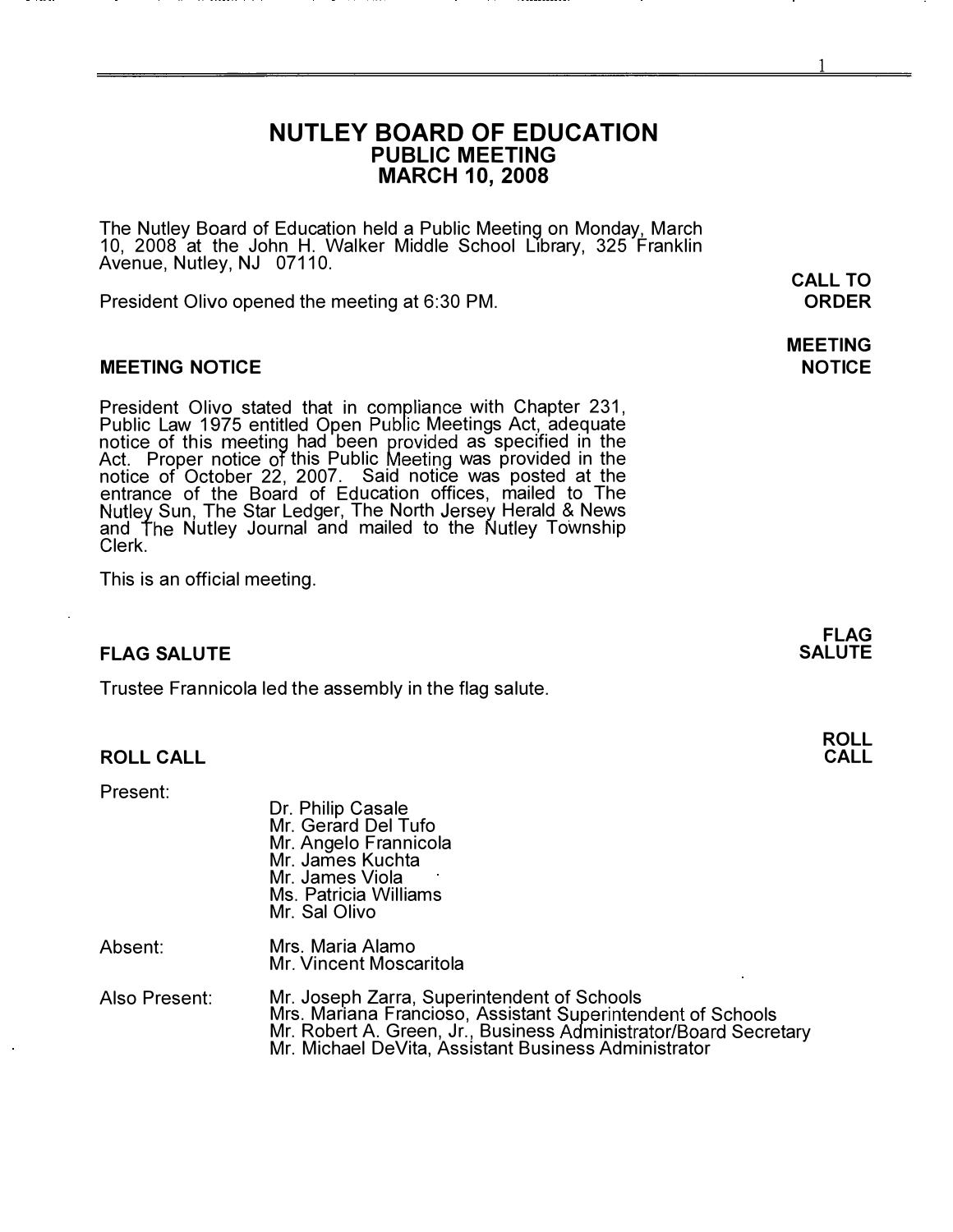# NUTLEY BOARD OF EDUCATION
## PUBLIC MEETING
## MARCH 10, 2008

The Nutley Board of Education held a Public Meeting on Monday, March 10, 2008 at the John H. Walker Middle School Library, 325 Franklin Avenue, Nutley, NJ 07110.

**CALL TO ORDER**

President Olivo opened the meeting at 6:30 PM.

**MEETING NOTICE**

### MEETING NOTICE

President Olivo stated that in compliance with Chapter 231, Public Law 1975 entitled Open Public Meetings Act, adequate notice of this meeting had been provided as specified in the Act. Proper notice of this Public Meeting was provided in the notice of October 22, 2007. Said notice was posted at the entrance of the Board of Education offices, mailed to The Nutley Sun, The Star Ledger, The North Jersey Herald & News and The Nutley Journal and mailed to the Nutley Township Clerk.

This is an official meeting.

**FLAG SALUTE**

### FLAG SALUTE

Trustee Frannicola led the assembly in the flag salute.

**ROLL CALL**

### ROLL CALL

Present:

- Dr. Philip Casale
- Mr. Gerard Del Tufo
- Mr. Angelo Frannicola
- Mr. James Kuchta
- Mr. James Viola
- Ms. Patricia Williams
- Mr. Sal Olivo

Absent:

- Mrs. Maria Alamo
- Mr. Vincent Moscaritola

Also Present:

- Mr. Joseph Zarra, Superintendent of Schools
- Mrs. Mariana Francioso, Assistant Superintendent of Schools
- Mr. Robert A. Green, Jr., Business Administrator/Board Secretary
- Mr. Michael DeVita, Assistant Business Administrator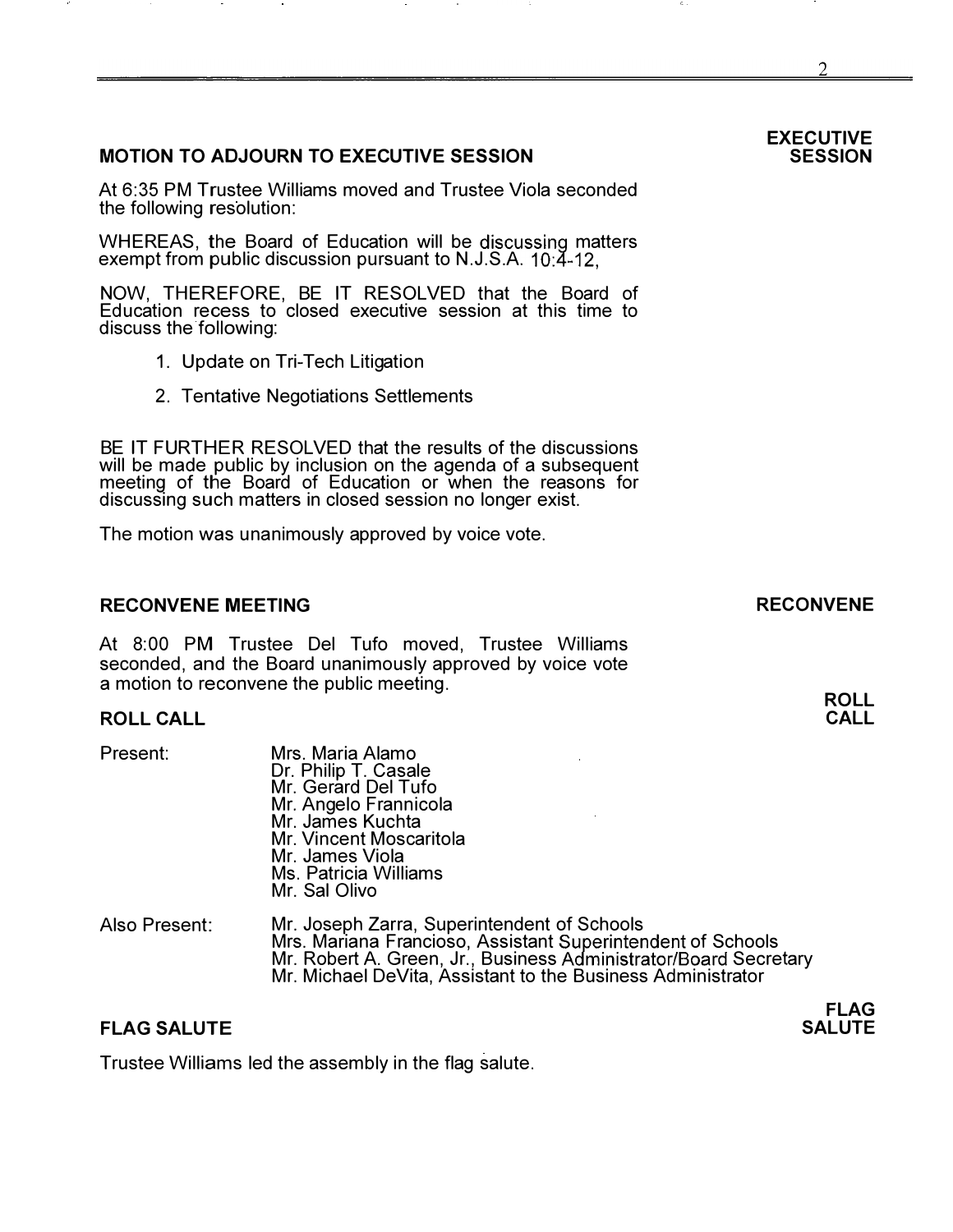## MOTION TO ADJOURN TO EXECUTIVE SESSION

**EXECUTIVE SESSION**

At 6:35 PM Trustee Williams moved and Trustee Viola seconded the following resolution:

WHEREAS, the Board of Education will be discussing matters exempt from public discussion pursuant to N.J.S.A. 10:4-12,

NOW, THEREFORE, BE IT RESOLVED that the Board of Education recess to closed executive session at this time to discuss the following:

1. Update on Tri-Tech Litigation
2. Tentative Negotiations Settlements

BE IT FURTHER RESOLVED that the results of the discussions will be made public by inclusion on the agenda of a subsequent meeting of the Board of Education or when the reasons for discussing such matters in closed session no longer exist.

The motion was unanimously approved by voice vote.

## RECONVENE MEETING

**RECONVENE**

At 8:00 PM Trustee Del Tufo moved, Trustee Williams seconded, and the Board unanimously approved by voice vote a motion to reconvene the public meeting.

## ROLL CALL

**ROLL CALL**

Present:

- Mrs. Maria Alamo
- Dr. Philip T. Casale
- Mr. Gerard Del Tufo
- Mr. Angelo Frannicola
- Mr. James Kuchta
- Mr. Vincent Moscaritola
- Mr. James Viola
- Ms. Patricia Williams
- Mr. Sal Olivo

Also Present:

- Mr. Joseph Zarra, Superintendent of Schools
- Mrs. Mariana Francioso, Assistant Superintendent of Schools
- Mr. Robert A. Green, Jr., Business Administrator/Board Secretary
- Mr. Michael DeVita, Assistant to the Business Administrator

## FLAG SALUTE

**FLAG SALUTE**

Trustee Williams led the assembly in the flag salute.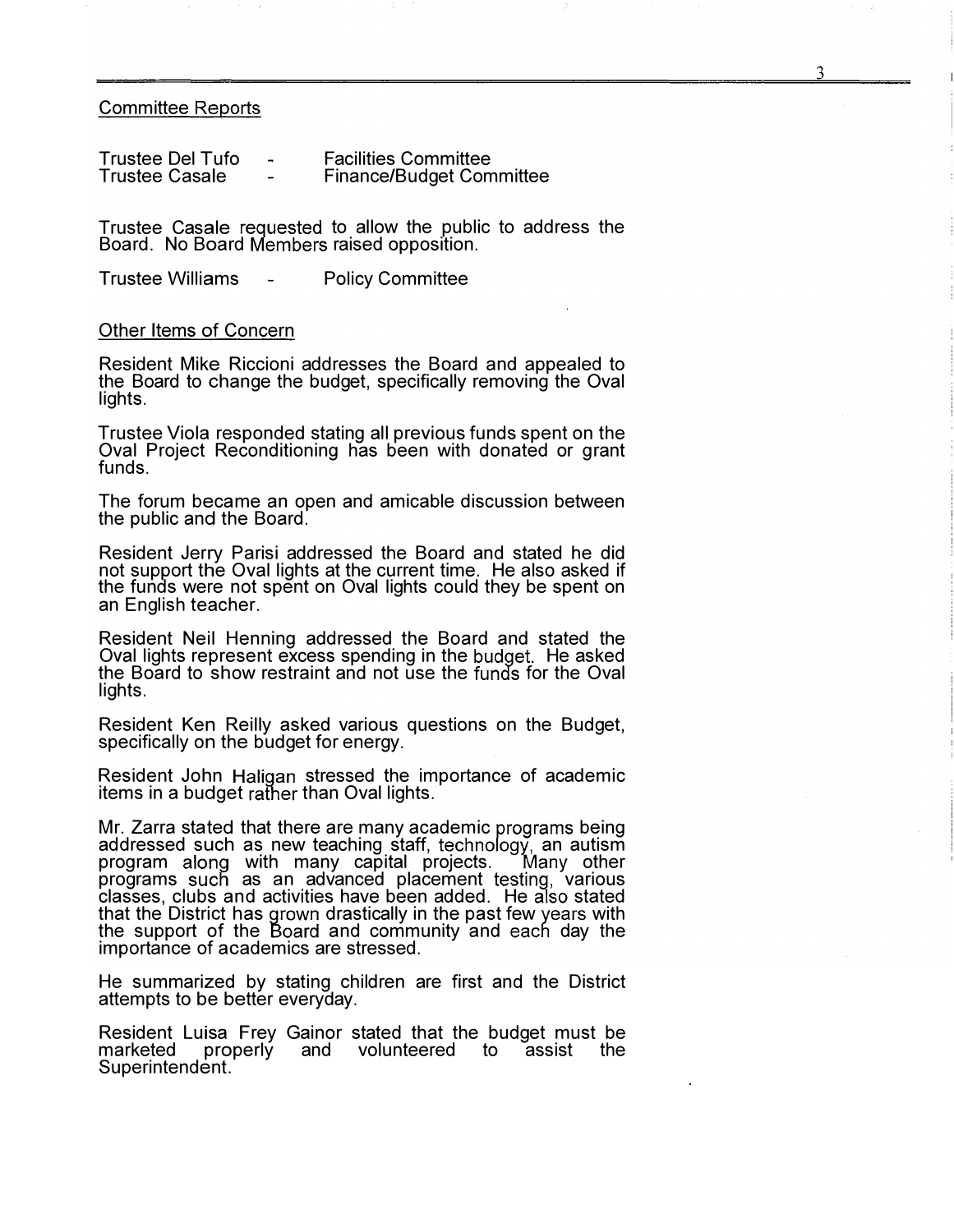Committee Reports

Trustee Del Tufo - Facilities Committee
Trustee Casale - Finance/Budget Committee

Trustee Casale requested to allow the public to address the Board. No Board Members raised opposition.

Trustee Williams - Policy Committee

Other Items of Concern

Resident Mike Riccioni addresses the Board and appealed to the Board to change the budget, specifically removing the Oval lights.

Trustee Viola responded stating all previous funds spent on the Oval Project Reconditioning has been with donated or grant funds.

The forum became an open and amicable discussion between the public and the Board.

Resident Jerry Parisi addressed the Board and stated he did not support the Oval lights at the current time. He also asked if the funds were not spent on Oval lights could they be spent on an English teacher.

Resident Neil Henning addressed the Board and stated the Oval lights represent excess spending in the budget. He asked the Board to show restraint and not use the funds for the Oval lights.

Resident Ken Reilly asked various questions on the Budget, specifically on the budget for energy.

Resident John Haligan stressed the importance of academic items in a budget rather than Oval lights.

Mr. Zarra stated that there are many academic programs being addressed such as new teaching staff, technology, an autism program along with many capital projects. Many other programs such as an advanced placement testing, various classes, clubs and activities have been added. He also stated that the District has grown drastically in the past few years with the support of the Board and community and each day the importance of academics are stressed.

He summarized by stating children are first and the District attempts to be better everyday.

Resident Luisa Frey Gainor stated that the budget must be marketed properly and volunteered to assist the Superintendent.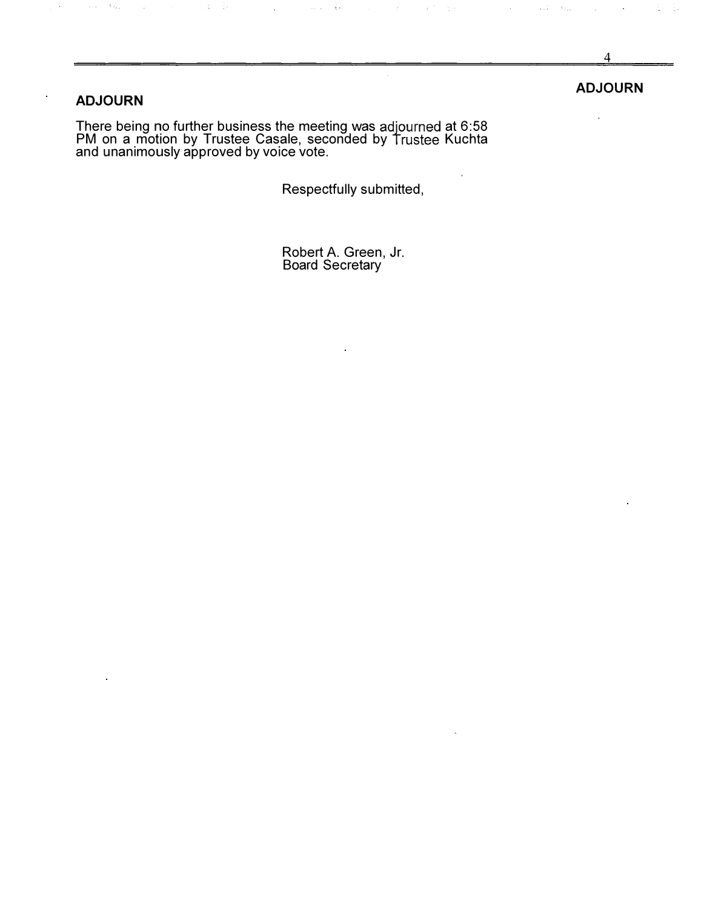**ADJOURN**

## ADJOURN

There being no further business the meeting was adjourned at 6:58 PM on a motion by Trustee Casale, seconded by Trustee Kuchta and unanimously approved by voice vote.

Respectfully submitted,

Robert A. Green, Jr.
Board Secretary